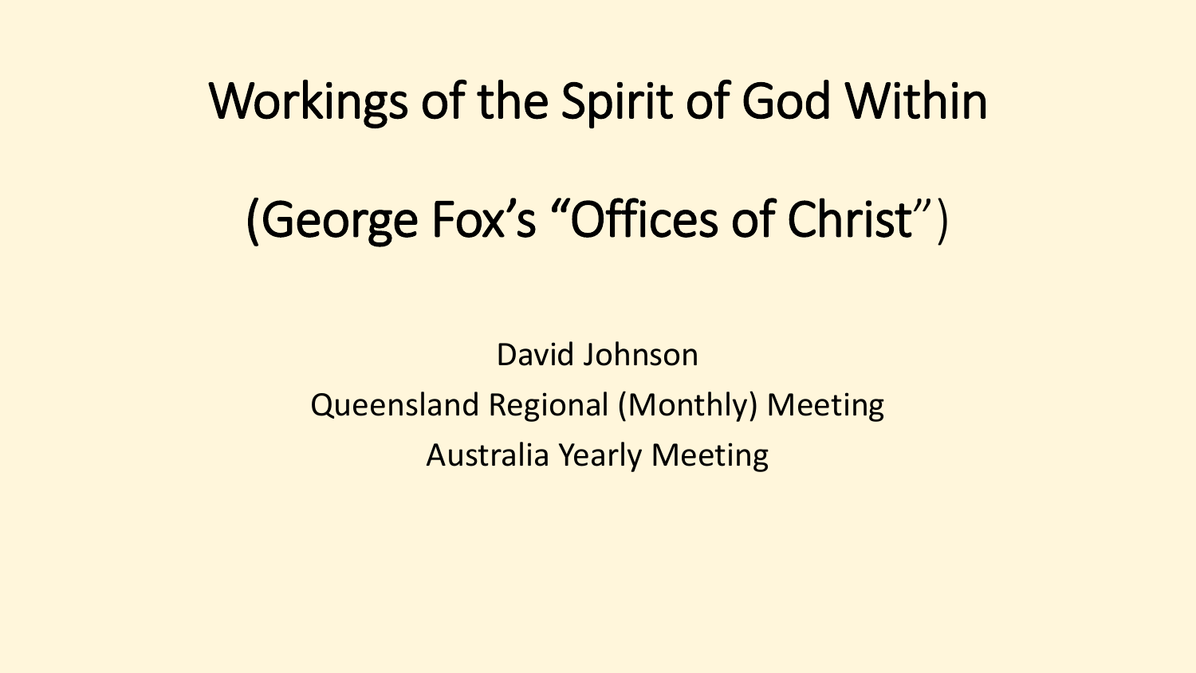# Workings of the Spirit of God Within

# (George Fox's "Offices of Christ")

David Johnson

Queensland Regional (Monthly) Meeting

Australia Yearly Meeting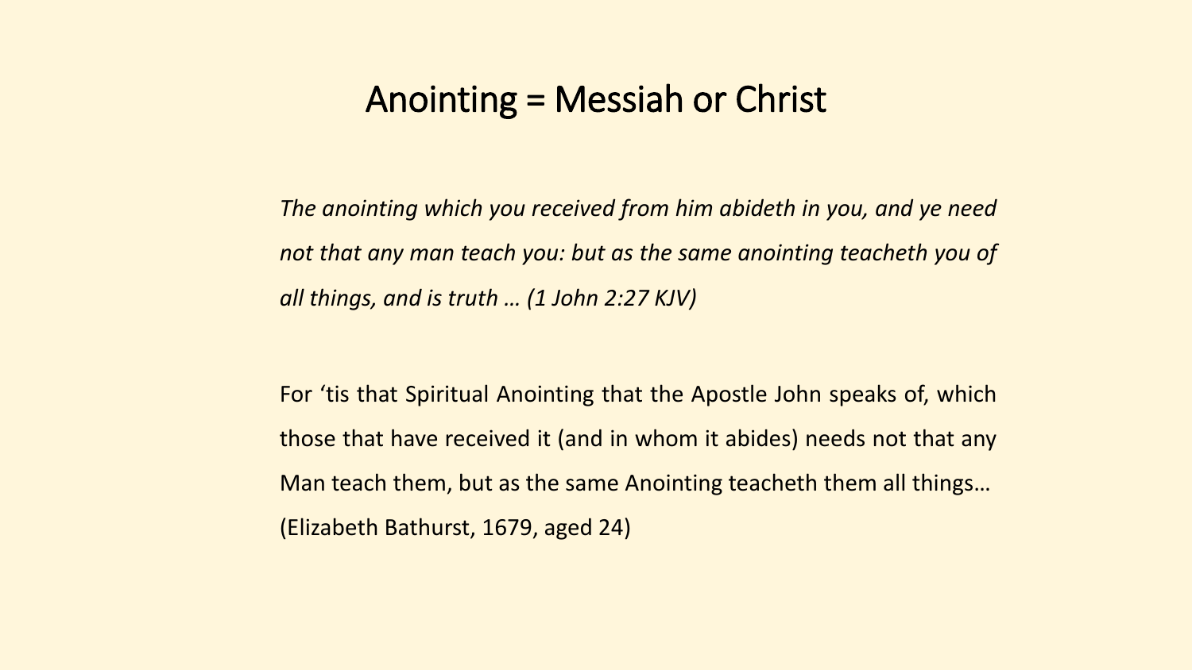# Anointing = Messiah or Christ

*The anointing which you received from him abideth in you, and ye need not that any man teach you: but as the same anointing teacheth you of all things, and is truth … (1 John 2:27 KJV)*

For 'tis that Spiritual Anointing that the Apostle John speaks of, which those that have received it (and in whom it abides) needs not that any Man teach them, but as the same Anointing teacheth them all things… (Elizabeth Bathurst, 1679, aged 24)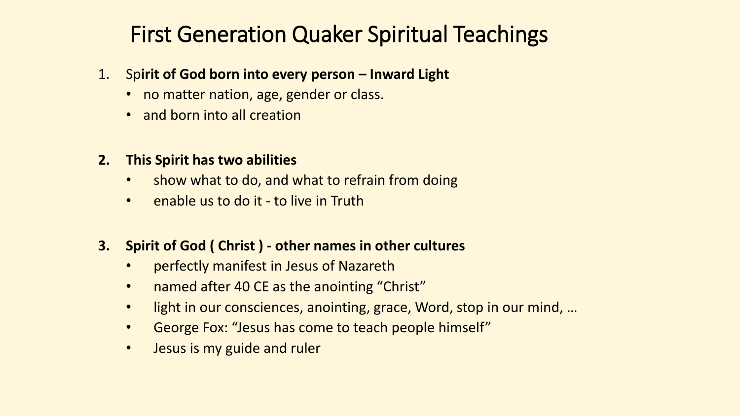# First Generation Quaker Spiritual Teachings

1. Sp**irit of God born into every person – Inward Light**
   - no matter nation, age, gender or class.
   - and born into all creation

2. **This Spirit has two abilities**
   - show what to do, and what to refrain from doing
   - enable us to do it - to live in Truth

3. **Spirit of God ( Christ ) - other names in other cultures**
   - perfectly manifest in Jesus of Nazareth
   - named after 40 CE as the anointing "Christ"
   - light in our consciences, anointing, grace, Word, stop in our mind, …
   - George Fox: "Jesus has come to teach people himself"
   - Jesus is my guide and ruler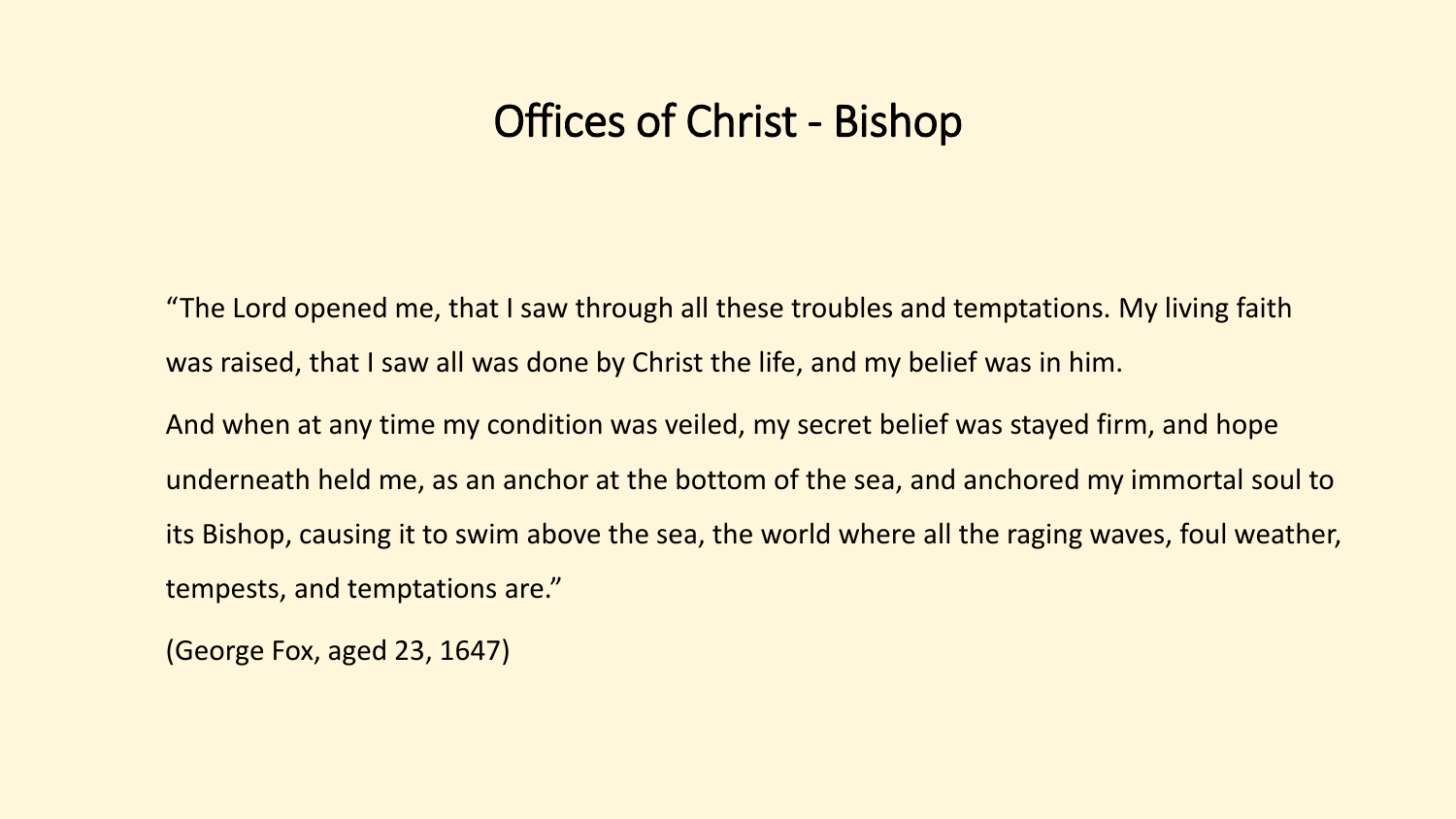# Offices of Christ - Bishop

"The Lord opened me, that I saw through all these troubles and temptations. My living faith was raised, that I saw all was done by Christ the life, and my belief was in him.

And when at any time my condition was veiled, my secret belief was stayed firm, and hope underneath held me, as an anchor at the bottom of the sea, and anchored my immortal soul to its Bishop, causing it to swim above the sea, the world where all the raging waves, foul weather, tempests, and temptations are."

(George Fox, aged 23, 1647)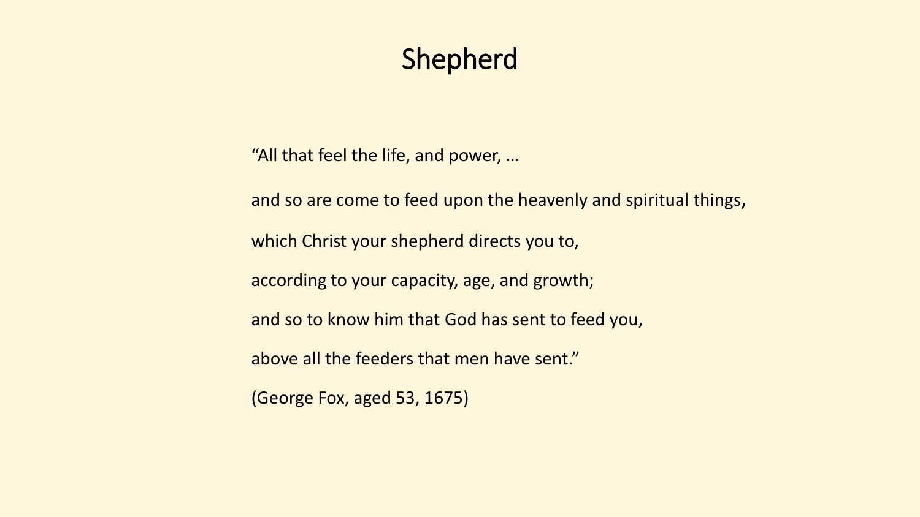# Shepherd

"All that feel the life, and power, …

and so are come to feed upon the heavenly and spiritual things,

which Christ your shepherd directs you to,

according to your capacity, age, and growth;

and so to know him that God has sent to feed you,

above all the feeders that men have sent."

(George Fox, aged 53, 1675)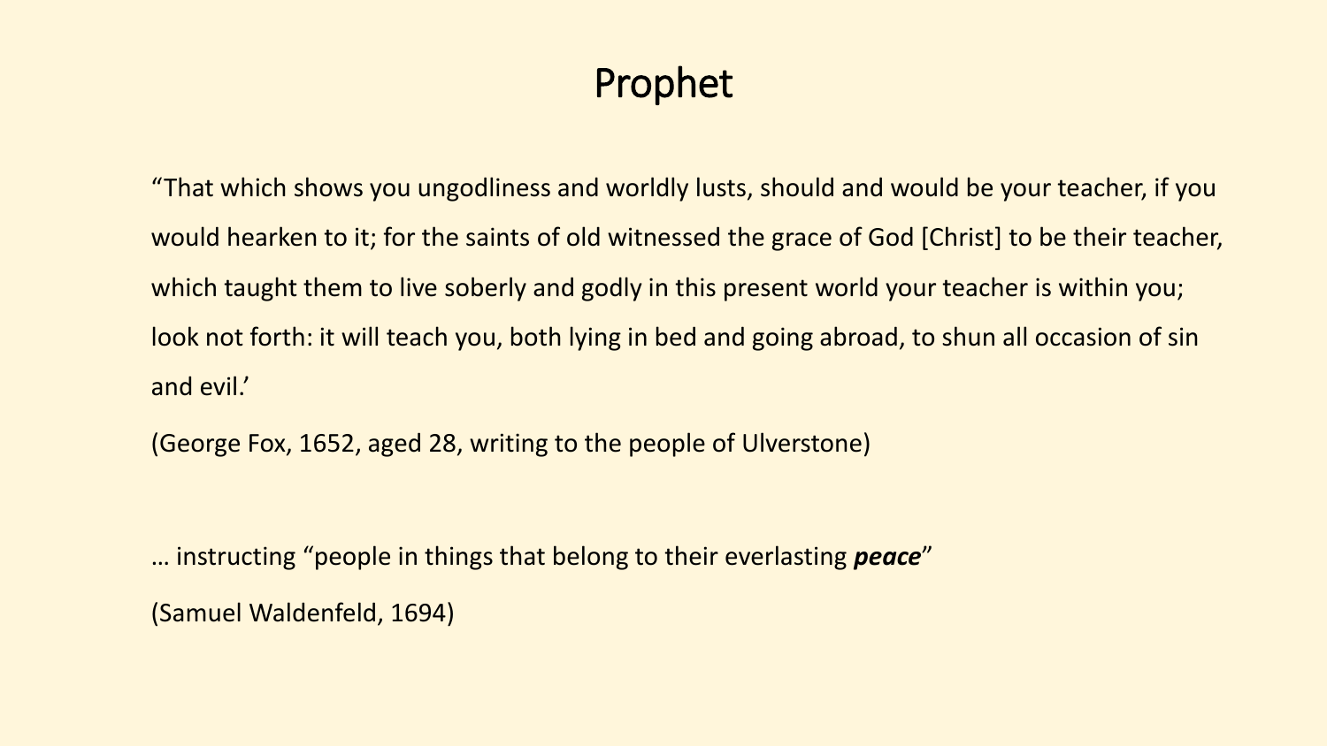# Prophet

"That which shows you ungodliness and worldly lusts, should and would be your teacher, if you would hearken to it; for the saints of old witnessed the grace of God [Christ] to be their teacher, which taught them to live soberly and godly in this present world your teacher is within you; look not forth: it will teach you, both lying in bed and going abroad, to shun all occasion of sin and evil.'

(George Fox, 1652, aged 28, writing to the people of Ulverstone)

… instructing "people in things that belong to their everlasting ***peace***"

(Samuel Waldenfeld, 1694)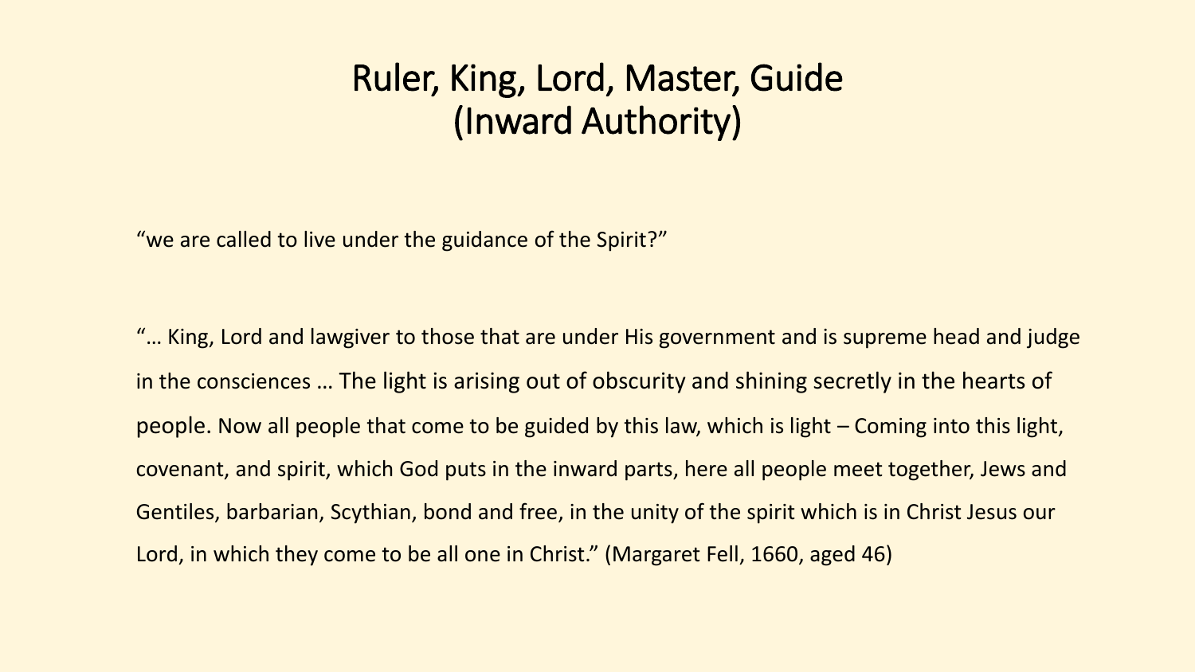# Ruler, King, Lord, Master, Guide (Inward Authority)

"we are called to live under the guidance of the Spirit?"

"… King, Lord and lawgiver to those that are under His government and is supreme head and judge in the consciences … The light is arising out of obscurity and shining secretly in the hearts of people. Now all people that come to be guided by this law, which is light – Coming into this light, covenant, and spirit, which God puts in the inward parts, here all people meet together, Jews and Gentiles, barbarian, Scythian, bond and free, in the unity of the spirit which is in Christ Jesus our Lord, in which they come to be all one in Christ." (Margaret Fell, 1660, aged 46)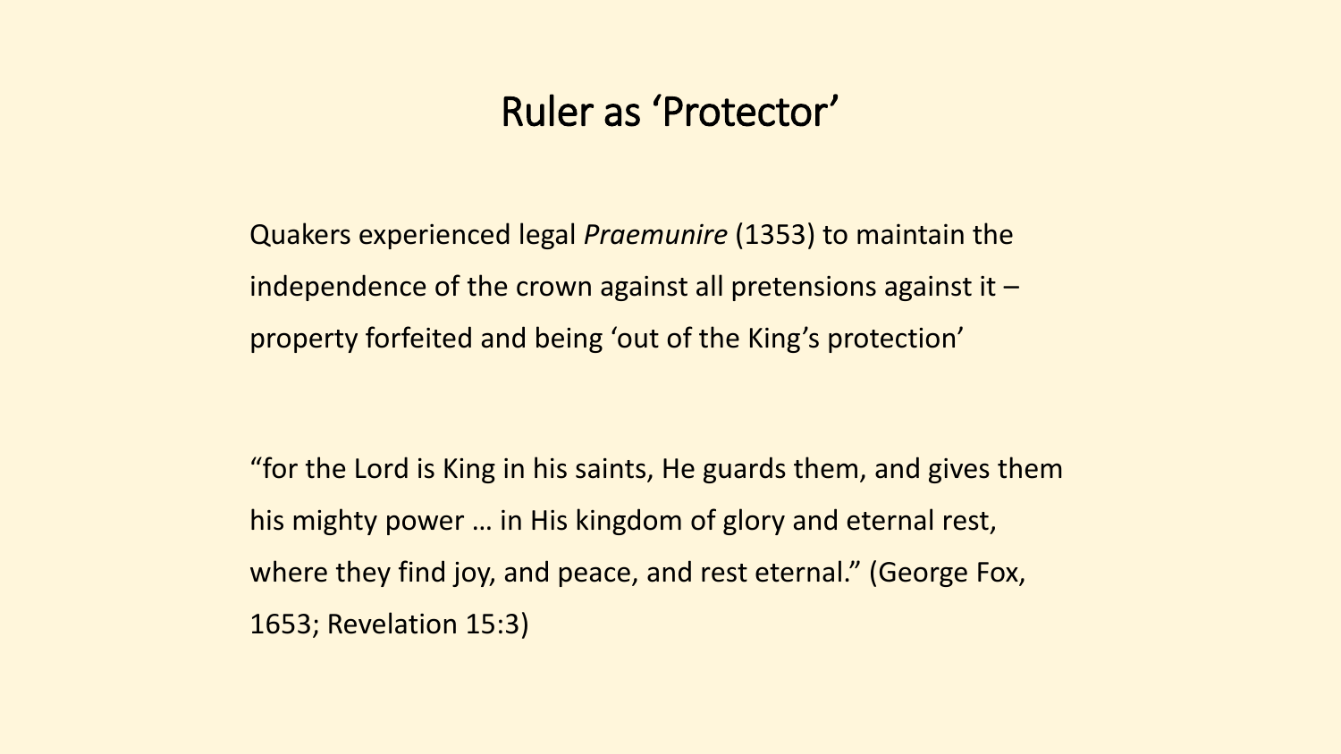# Ruler as 'Protector'

Quakers experienced legal *Praemunire* (1353) to maintain the independence of the crown against all pretensions against it – property forfeited and being 'out of the King's protection'

"for the Lord is King in his saints, He guards them, and gives them his mighty power … in His kingdom of glory and eternal rest, where they find joy, and peace, and rest eternal." (George Fox, 1653; Revelation 15:3)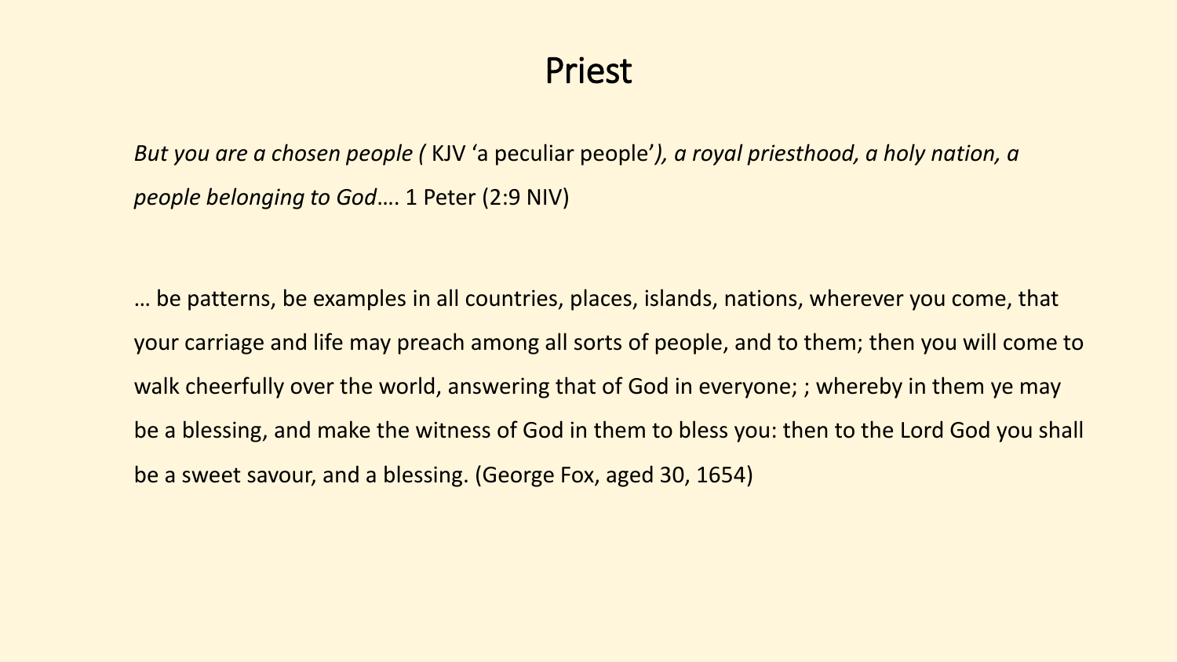# Priest

*But you are a chosen people (* KJV 'a peculiar people'*), a royal priesthood, a holy nation, a people belonging to God*…. 1 Peter (2:9 NIV)

… be patterns, be examples in all countries, places, islands, nations, wherever you come, that your carriage and life may preach among all sorts of people, and to them; then you will come to walk cheerfully over the world, answering that of God in everyone; ; whereby in them ye may be a blessing, and make the witness of God in them to bless you: then to the Lord God you shall be a sweet savour, and a blessing. (George Fox, aged 30, 1654)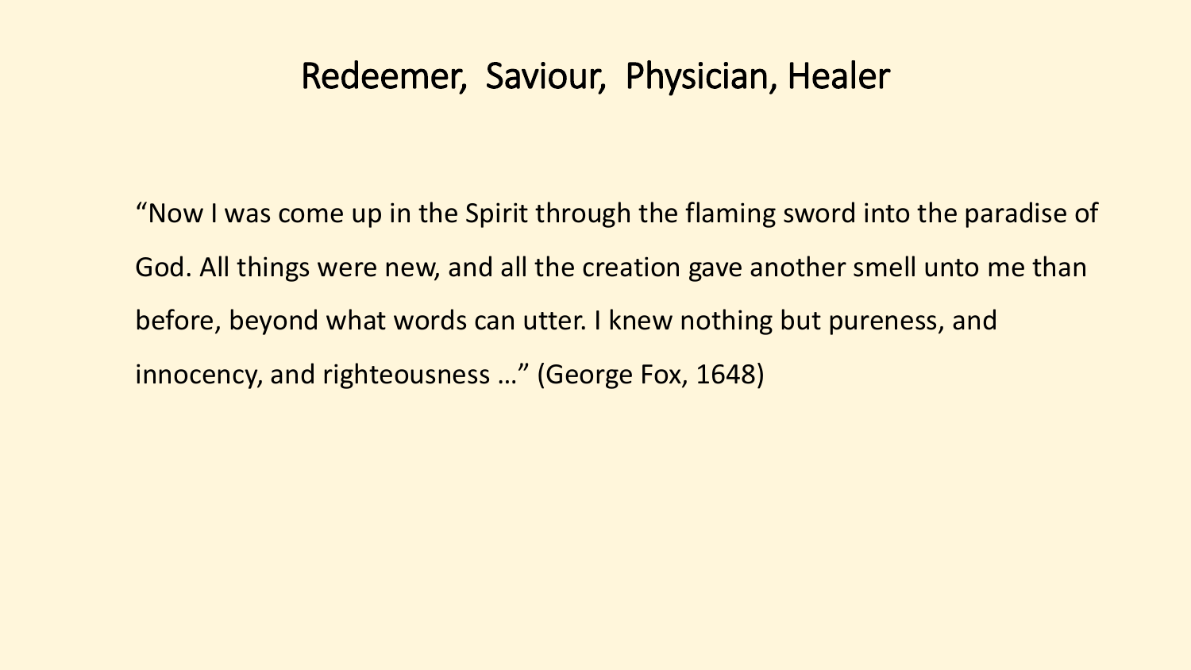# Redeemer, Saviour, Physician, Healer

"Now I was come up in the Spirit through the flaming sword into the paradise of God. All things were new, and all the creation gave another smell unto me than before, beyond what words can utter. I knew nothing but pureness, and innocency, and righteousness …" (George Fox, 1648)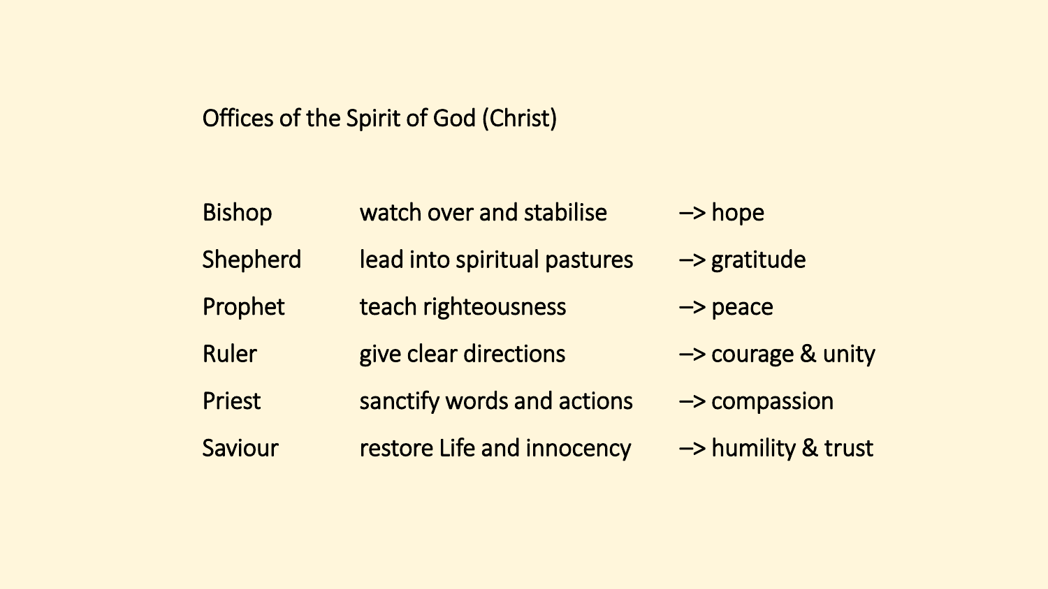## Offices of the Spirit of God (Christ)

| | | |
|---|---|---|
| Bishop | watch over and stabilise | –> hope |
| Shepherd | lead into spiritual pastures | –> gratitude |
| Prophet | teach righteousness | –> peace |
| Ruler | give clear directions | –> courage & unity |
| Priest | sanctify words and actions | –> compassion |
| Saviour | restore Life and innocency | –> humility & trust |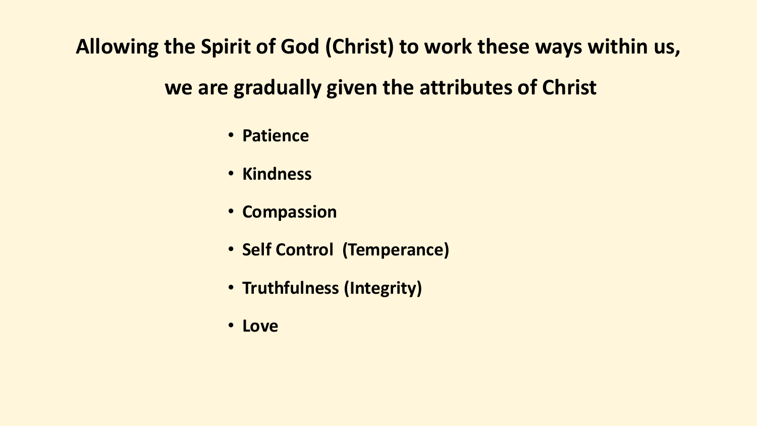**Allowing the Spirit of God (Christ) to work these ways within us,**

**we are gradually given the attributes of Christ**

- **Patience**
- **Kindness**
- **Compassion**
- **Self Control (Temperance)**
- **Truthfulness (Integrity)**
- **Love**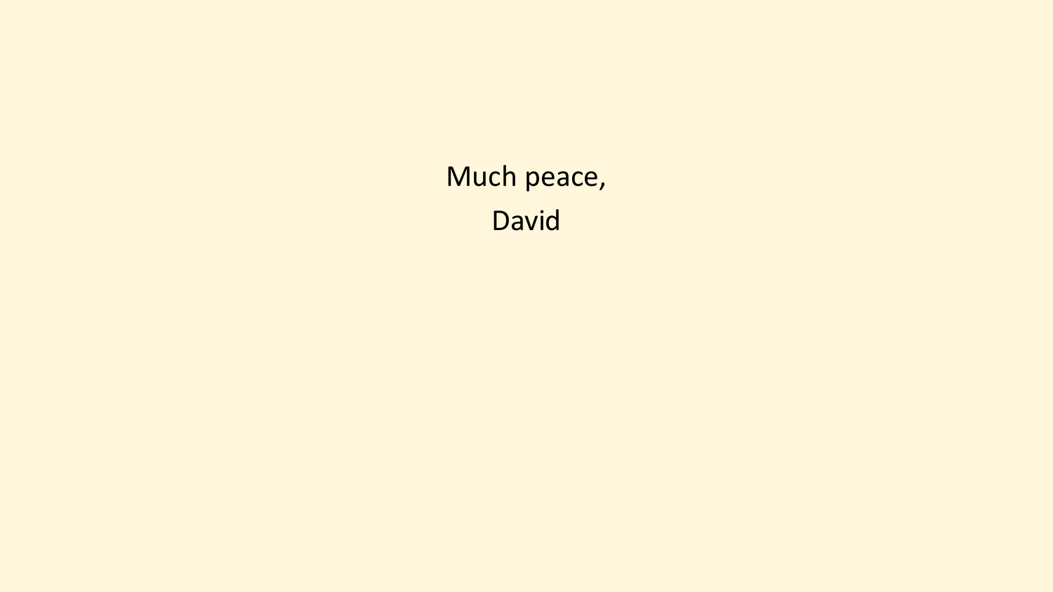Much peace,

David